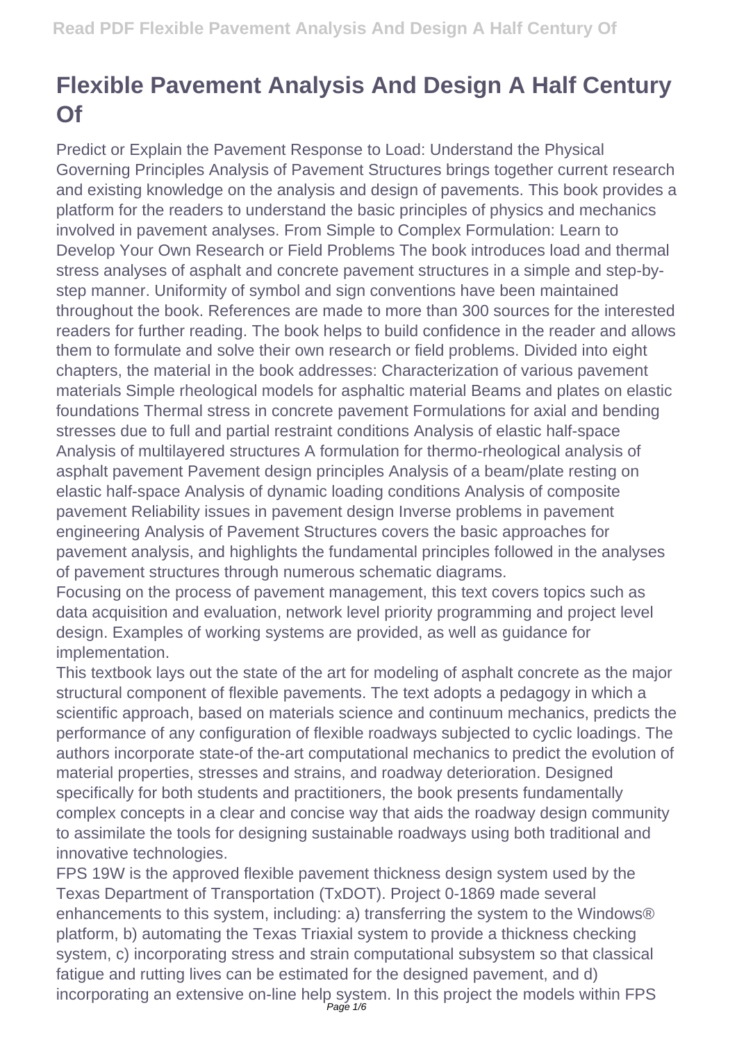# Flexible Pavement Analysis And Design A Half Century Of

Predict or Explain the Pavement Response to Load: Understand the Physical Governing Principles Analysis of Pavement Structures brings together current research and existing knowledge on the analysis and design of pavements. This book provides a platform for the readers to understand the basic principles of physics and mechanics involved in pavement analyses. From Simple to Complex Formulation: Learn to Develop Your Own Research or Field Problems The book introduces load and thermal stress analyses of asphalt and concrete pavement structures in a simple and step-by-step manner. Uniformity of symbol and sign conventions have been maintained throughout the book. References are made to more than 300 sources for the interested readers for further reading. The book helps to build confidence in the reader and allows them to formulate and solve their own research or field problems. Divided into eight chapters, the material in the book addresses: Characterization of various pavement materials Simple rheological models for asphaltic material Beams and plates on elastic foundations Thermal stress in concrete pavement Formulations for axial and bending stresses due to full and partial restraint conditions Analysis of elastic half-space Analysis of multilayered structures A formulation for thermo-rheological analysis of asphalt pavement Pavement design principles Analysis of a beam/plate resting on elastic half-space Analysis of dynamic loading conditions Analysis of composite pavement Reliability issues in pavement design Inverse problems in pavement engineering Analysis of Pavement Structures covers the basic approaches for pavement analysis, and highlights the fundamental principles followed in the analyses of pavement structures through numerous schematic diagrams.

Focusing on the process of pavement management, this text covers topics such as data acquisition and evaluation, network level priority programming and project level design. Examples of working systems are provided, as well as guidance for implementation.

This textbook lays out the state of the art for modeling of asphalt concrete as the major structural component of flexible pavements. The text adopts a pedagogy in which a scientific approach, based on materials science and continuum mechanics, predicts the performance of any configuration of flexible roadways subjected to cyclic loadings. The authors incorporate state-of-the-art computational mechanics to predict the evolution of material properties, stresses and strains, and roadway deterioration. Designed specifically for both students and practitioners, the book presents fundamentally complex concepts in a clear and concise way that aids the roadway design community to assimilate the tools for designing sustainable roadways using both traditional and innovative technologies.

FPS 19W is the approved flexible pavement thickness design system used by the Texas Department of Transportation (TxDOT). Project 0-1869 made several enhancements to this system, including: a) transferring the system to the Windows® platform, b) automating the Texas Triaxial system to provide a thickness checking system, c) incorporating stress and strain computational subsystem so that classical fatigue and rutting lives can be estimated for the designed pavement, and d) incorporating an extensive on-line help system. In this project the models within FPS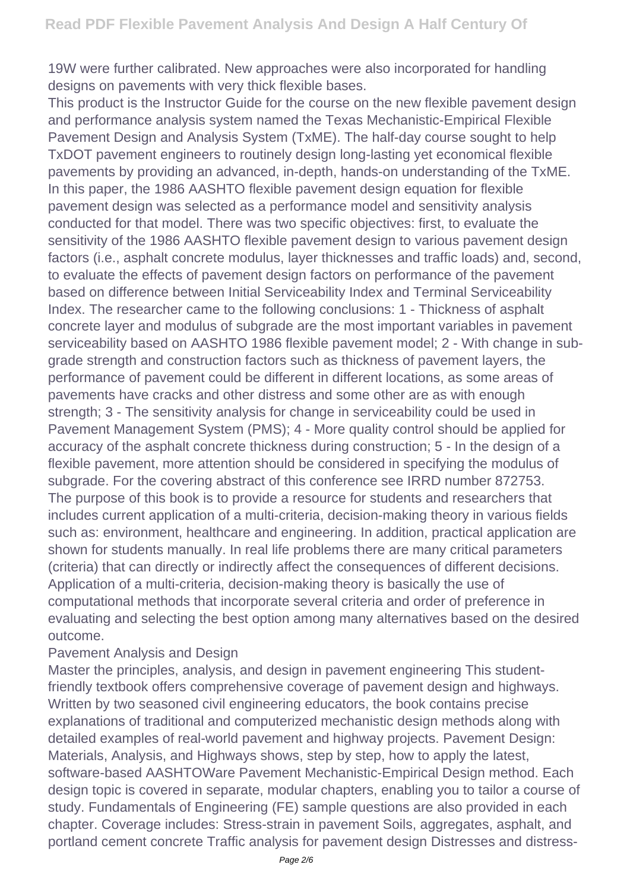19W were further calibrated. New approaches were also incorporated for handling designs on pavements with very thick flexible bases.

This product is the Instructor Guide for the course on the new flexible pavement design and performance analysis system named the Texas Mechanistic-Empirical Flexible Pavement Design and Analysis System (TxME). The half-day course sought to help TxDOT pavement engineers to routinely design long-lasting yet economical flexible pavements by providing an advanced, in-depth, hands-on understanding of the TxME.

In this paper, the 1986 AASHTO flexible pavement design equation for flexible pavement design was selected as a performance model and sensitivity analysis conducted for that model. There was two specific objectives: first, to evaluate the sensitivity of the 1986 AASHTO flexible pavement design to various pavement design factors (i.e., asphalt concrete modulus, layer thicknesses and traffic loads) and, second, to evaluate the effects of pavement design factors on performance of the pavement based on difference between Initial Serviceability Index and Terminal Serviceability Index. The researcher came to the following conclusions: 1 - Thickness of asphalt concrete layer and modulus of subgrade are the most important variables in pavement serviceability based on AASHTO 1986 flexible pavement model; 2 - With change in sub-grade strength and construction factors such as thickness of pavement layers, the performance of pavement could be different in different locations, as some areas of pavements have cracks and other distress and some other are as with enough strength; 3 - The sensitivity analysis for change in serviceability could be used in Pavement Management System (PMS); 4 - More quality control should be applied for accuracy of the asphalt concrete thickness during construction; 5 - In the design of a flexible pavement, more attention should be considered in specifying the modulus of subgrade. For the covering abstract of this conference see IRRD number 872753.

The purpose of this book is to provide a resource for students and researchers that includes current application of a multi-criteria, decision-making theory in various fields such as: environment, healthcare and engineering. In addition, practical application are shown for students manually. In real life problems there are many critical parameters (criteria) that can directly or indirectly affect the consequences of different decisions. Application of a multi-criteria, decision-making theory is basically the use of computational methods that incorporate several criteria and order of preference in evaluating and selecting the best option among many alternatives based on the desired outcome.

Pavement Analysis and Design

Master the principles, analysis, and design in pavement engineering This student-friendly textbook offers comprehensive coverage of pavement design and highways. Written by two seasoned civil engineering educators, the book contains precise explanations of traditional and computerized mechanistic design methods along with detailed examples of real-world pavement and highway projects. Pavement Design: Materials, Analysis, and Highways shows, step by step, how to apply the latest, software-based AASHTOWare Pavement Mechanistic-Empirical Design method. Each design topic is covered in separate, modular chapters, enabling you to tailor a course of study. Fundamentals of Engineering (FE) sample questions are also provided in each chapter. Coverage includes: Stress-strain in pavement Soils, aggregates, asphalt, and portland cement concrete Traffic analysis for pavement design Distresses and distress-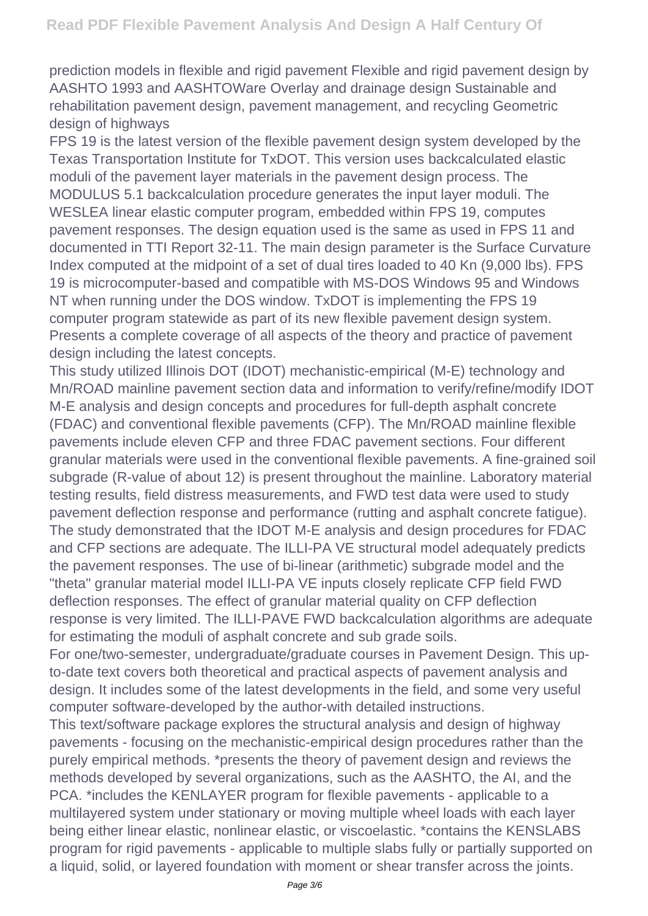prediction models in flexible and rigid pavement Flexible and rigid pavement design by AASHTO 1993 and AASHTOWare Overlay and drainage design Sustainable and rehabilitation pavement design, pavement management, and recycling Geometric design of highways

FPS 19 is the latest version of the flexible pavement design system developed by the Texas Transportation Institute for TxDOT. This version uses backcalculated elastic moduli of the pavement layer materials in the pavement design process. The MODULUS 5.1 backcalculation procedure generates the input layer moduli. The WESLEA linear elastic computer program, embedded within FPS 19, computes pavement responses. The design equation used is the same as used in FPS 11 and documented in TTI Report 32-11. The main design parameter is the Surface Curvature Index computed at the midpoint of a set of dual tires loaded to 40 Kn (9,000 lbs). FPS 19 is microcomputer-based and compatible with MS-DOS Windows 95 and Windows NT when running under the DOS window. TxDOT is implementing the FPS 19 computer program statewide as part of its new flexible pavement design system.

Presents a complete coverage of all aspects of the theory and practice of pavement design including the latest concepts.

This study utilized Illinois DOT (IDOT) mechanistic-empirical (M-E) technology and Mn/ROAD mainline pavement section data and information to verify/refine/modify IDOT M-E analysis and design concepts and procedures for full-depth asphalt concrete (FDAC) and conventional flexible pavements (CFP). The Mn/ROAD mainline flexible pavements include eleven CFP and three FDAC pavement sections. Four different granular materials were used in the conventional flexible pavements. A fine-grained soil subgrade (R-value of about 12) is present throughout the mainline. Laboratory material testing results, field distress measurements, and FWD test data were used to study pavement deflection response and performance (rutting and asphalt concrete fatigue). The study demonstrated that the IDOT M-E analysis and design procedures for FDAC and CFP sections are adequate. The ILLI-PA VE structural model adequately predicts the pavement responses. The use of bi-linear (arithmetic) subgrade model and the "theta" granular material model ILLI-PA VE inputs closely replicate CFP field FWD deflection responses. The effect of granular material quality on CFP deflection response is very limited. The ILLI-PAVE FWD backcalculation algorithms are adequate for estimating the moduli of asphalt concrete and sub grade soils.

For one/two-semester, undergraduate/graduate courses in Pavement Design. This up-to-date text covers both theoretical and practical aspects of pavement analysis and design. It includes some of the latest developments in the field, and some very useful computer software-developed by the author-with detailed instructions.

This text/software package explores the structural analysis and design of highway pavements - focusing on the mechanistic-empirical design procedures rather than the purely empirical methods. *presents the theory of pavement design and reviews the methods developed by several organizations, such as the AASHTO, the AI, and the PCA. *includes the KENLAYER program for flexible pavements - applicable to a multilayered system under stationary or moving multiple wheel loads with each layer being either linear elastic, nonlinear elastic, or viscoelastic. *contains the KENSLABS program for rigid pavements - applicable to multiple slabs fully or partially supported on a liquid, solid, or layered foundation with moment or shear transfer across the joints.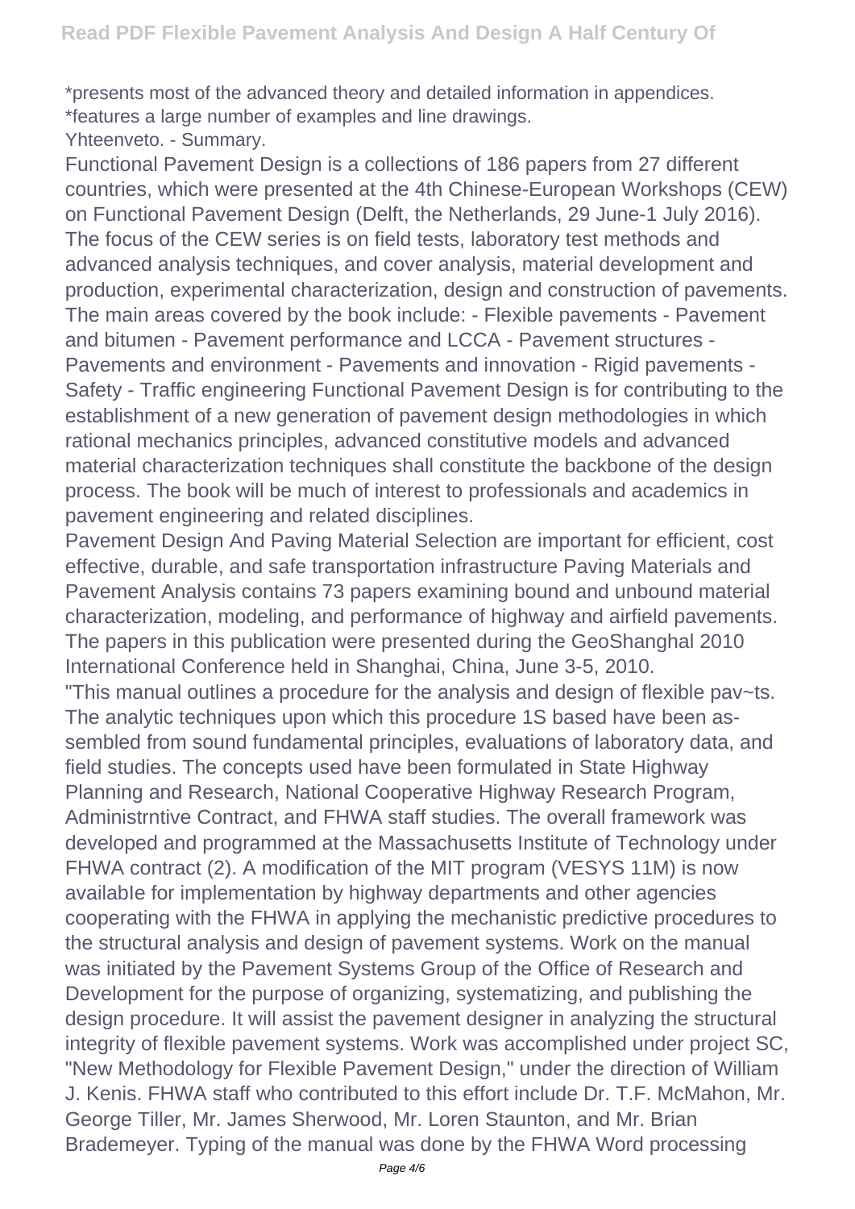*presents most of the advanced theory and detailed information in appendices.
*features a large number of examples and line drawings.
Yhteenveto. - Summary.

Functional Pavement Design is a collections of 186 papers from 27 different countries, which were presented at the 4th Chinese-European Workshops (CEW) on Functional Pavement Design (Delft, the Netherlands, 29 June-1 July 2016). The focus of the CEW series is on field tests, laboratory test methods and advanced analysis techniques, and cover analysis, material development and production, experimental characterization, design and construction of pavements. The main areas covered by the book include: - Flexible pavements - Pavement and bitumen - Pavement performance and LCCA - Pavement structures - Pavements and environment - Pavements and innovation - Rigid pavements - Safety - Traffic engineering Functional Pavement Design is for contributing to the establishment of a new generation of pavement design methodologies in which rational mechanics principles, advanced constitutive models and advanced material characterization techniques shall constitute the backbone of the design process. The book will be much of interest to professionals and academics in pavement engineering and related disciplines.

Pavement Design And Paving Material Selection are important for efficient, cost effective, durable, and safe transportation infrastructure Paving Materials and Pavement Analysis contains 73 papers examining bound and unbound material characterization, modeling, and performance of highway and airfield pavements. The papers in this publication were presented during the GeoShanghal 2010 International Conference held in Shanghai, China, June 3-5, 2010.

"This manual outlines a procedure for the analysis and design of flexible pav~ts. The analytic techniques upon which this procedure 1S based have been as-sembled from sound fundamental principles, evaluations of laboratory data, and field studies. The concepts used have been formulated in State Highway Planning and Research, National Cooperative Highway Research Program, Administrntive Contract, and FHWA staff studies. The overall framework was developed and programmed at the Massachusetts Institute of Technology under FHWA contract (2). A modification of the MIT program (VESYS 11M) is now availabIe for implementation by highway departments and other agencies cooperating with the FHWA in applying the mechanistic predictive procedures to the structural analysis and design of pavement systems. Work on the manual was initiated by the Pavement Systems Group of the Office of Research and Development for the purpose of organizing, systematizing, and publishing the design procedure. It will assist the pavement designer in analyzing the structural integrity of flexible pavement systems. Work was accomplished under project SC, "New Methodology for Flexible Pavement Design," under the direction of William J. Kenis. FHWA staff who contributed to this effort include Dr. T.F. McMahon, Mr. George Tiller, Mr. James Sherwood, Mr. Loren Staunton, and Mr. Brian Brademeyer. Typing of the manual was done by the FHWA Word processing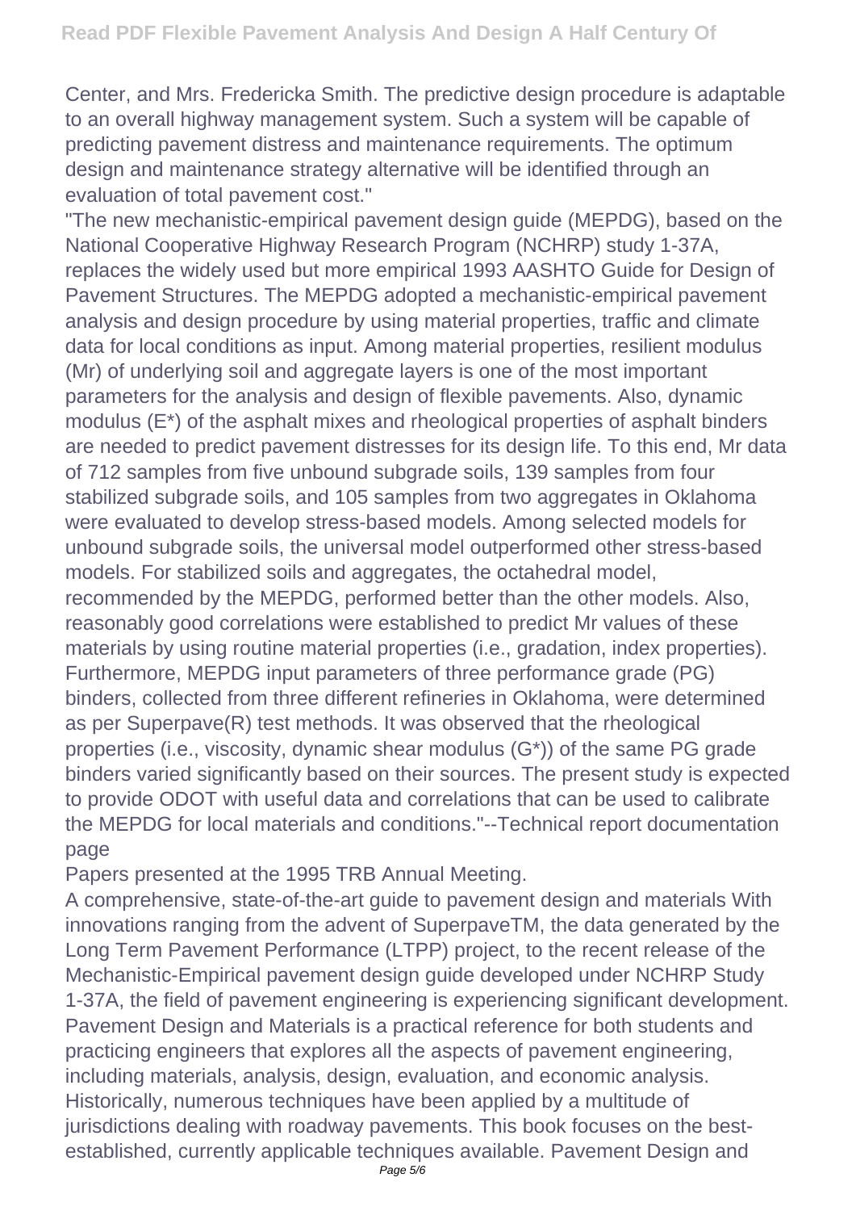Center, and Mrs. Fredericka Smith. The predictive design procedure is adaptable to an overall highway management system. Such a system will be capable of predicting pavement distress and maintenance requirements. The optimum design and maintenance strategy alternative will be identified through an evaluation of total pavement cost."

"The new mechanistic-empirical pavement design guide (MEPDG), based on the National Cooperative Highway Research Program (NCHRP) study 1-37A, replaces the widely used but more empirical 1993 AASHTO Guide for Design of Pavement Structures. The MEPDG adopted a mechanistic-empirical pavement analysis and design procedure by using material properties, traffic and climate data for local conditions as input. Among material properties, resilient modulus (Mr) of underlying soil and aggregate layers is one of the most important parameters for the analysis and design of flexible pavements. Also, dynamic modulus (E*) of the asphalt mixes and rheological properties of asphalt binders are needed to predict pavement distresses for its design life. To this end, Mr data of 712 samples from five unbound subgrade soils, 139 samples from four stabilized subgrade soils, and 105 samples from two aggregates in Oklahoma were evaluated to develop stress-based models. Among selected models for unbound subgrade soils, the universal model outperformed other stress-based models. For stabilized soils and aggregates, the octahedral model, recommended by the MEPDG, performed better than the other models. Also, reasonably good correlations were established to predict Mr values of these materials by using routine material properties (i.e., gradation, index properties). Furthermore, MEPDG input parameters of three performance grade (PG) binders, collected from three different refineries in Oklahoma, were determined as per Superpave(R) test methods. It was observed that the rheological properties (i.e., viscosity, dynamic shear modulus (G*)) of the same PG grade binders varied significantly based on their sources. The present study is expected to provide ODOT with useful data and correlations that can be used to calibrate the MEPDG for local materials and conditions."--Technical report documentation page

Papers presented at the 1995 TRB Annual Meeting.

A comprehensive, state-of-the-art guide to pavement design and materials With innovations ranging from the advent of SuperpaveTM, the data generated by the Long Term Pavement Performance (LTPP) project, to the recent release of the Mechanistic-Empirical pavement design guide developed under NCHRP Study 1-37A, the field of pavement engineering is experiencing significant development. Pavement Design and Materials is a practical reference for both students and practicing engineers that explores all the aspects of pavement engineering, including materials, analysis, design, evaluation, and economic analysis. Historically, numerous techniques have been applied by a multitude of jurisdictions dealing with roadway pavements. This book focuses on the best-established, currently applicable techniques available. Pavement Design and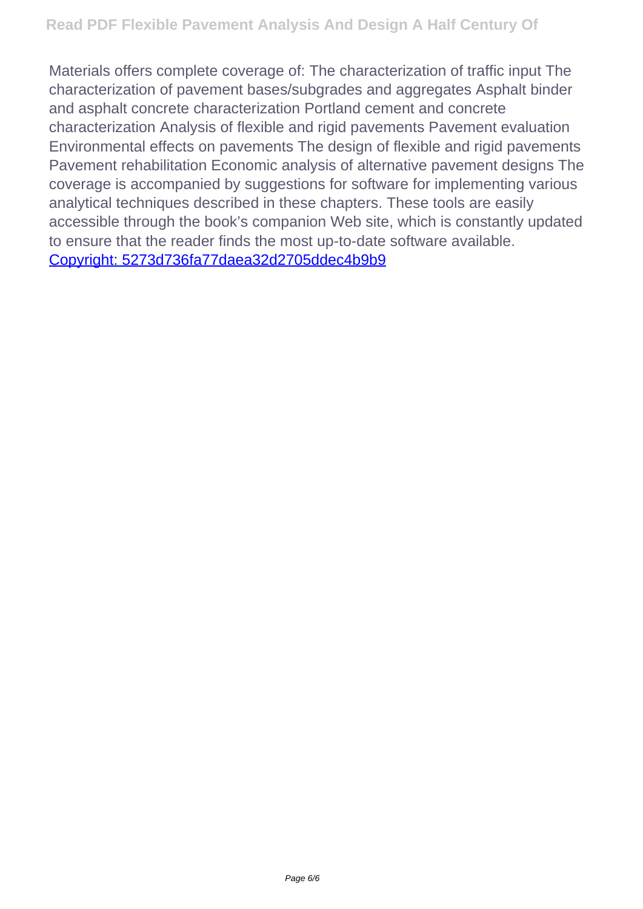Materials offers complete coverage of: The characterization of traffic input The characterization of pavement bases/subgrades and aggregates Asphalt binder and asphalt concrete characterization Portland cement and concrete characterization Analysis of flexible and rigid pavements Pavement evaluation Environmental effects on pavements The design of flexible and rigid pavements Pavement rehabilitation Economic analysis of alternative pavement designs The coverage is accompanied by suggestions for software for implementing various analytical techniques described in these chapters. These tools are easily accessible through the book's companion Web site, which is constantly updated to ensure that the reader finds the most up-to-date software available.
Copyright: 5273d736fa77daea32d2705ddec4b9b9